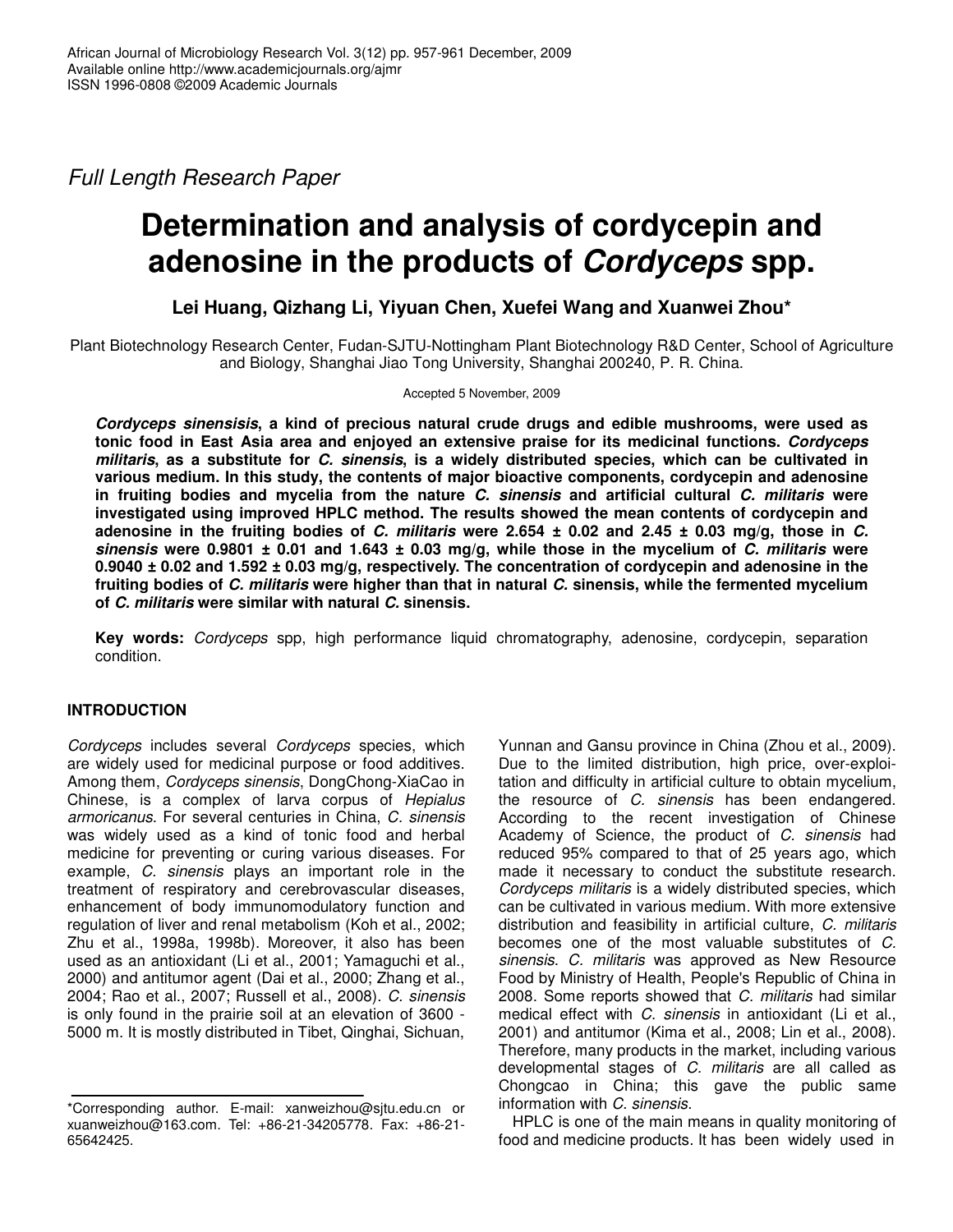*Full Length Research Paper*

# Determination and analysis of cordycepin and adenosine in the products of *Cordyceps* spp.

**Lei Huang, Qizhang Li, Yiyuan Chen, Xuefei Wang and Xuanwei Zhou***

Plant Biotechnology Research Center, Fudan-SJTU-Nottingham Plant Biotechnology R&D Center, School of Agriculture and Biology, Shanghai Jiao Tong University, Shanghai 200240, P. R. China.

Accepted 5 November, 2009

***Cordyceps sinensisis*, a kind of precious natural crude drugs and edible mushrooms, were used as tonic food in East Asia area and enjoyed an extensive praise for its medicinal functions. *Cordyceps militaris*, as a substitute for *C. sinensis*, is a widely distributed species, which can be cultivated in various medium. In this study, the contents of major bioactive components, cordycepin and adenosine in fruiting bodies and mycelia from the nature *C. sinensis* and artificial cultural *C. militaris* were investigated using improved HPLC method. The results showed the mean contents of cordycepin and adenosine in the fruiting bodies of *C. militaris* were 2.654 ± 0.02 and 2.45 ± 0.03 mg/g, those in *C. sinensis* were 0.9801 ± 0.01 and 1.643 ± 0.03 mg/g, while those in the mycelium of *C. militaris* were 0.9040 ± 0.02 and 1.592 ± 0.03 mg/g, respectively. The concentration of cordycepin and adenosine in the fruiting bodies of *C. militaris* were higher than that in natural *C.* sinensis, while the fermented mycelium of *C. militaris* were similar with natural *C.* sinensis.**

**Key words:** *Cordyceps* spp, high performance liquid chromatography, adenosine, cordycepin, separation condition.

## INTRODUCTION

*Cordyceps* includes several *Cordyceps* species, which are widely used for medicinal purpose or food additives. Among them, *Cordyceps sinensis*, DongChong-XiaCao in Chinese, is a complex of larva corpus of *Hepialus armoricanus*. For several centuries in China, *C. sinensis* was widely used as a kind of tonic food and herbal medicine for preventing or curing various diseases. For example, *C. sinensis* plays an important role in the treatment of respiratory and cerebrovascular diseases, enhancement of body immunomodulatory function and regulation of liver and renal metabolism (Koh et al., 2002; Zhu et al., 1998a, 1998b). Moreover, it also has been used as an antioxidant (Li et al., 2001; Yamaguchi et al., 2000) and antitumor agent (Dai et al., 2000; Zhang et al., 2004; Rao et al., 2007; Russell et al., 2008). *C. sinensis* is only found in the prairie soil at an elevation of 3600 - 5000 m. It is mostly distributed in Tibet, Qinghai, Sichuan, Yunnan and Gansu province in China (Zhou et al., 2009). Due to the limited distribution, high price, over-exploitation and difficulty in artificial culture to obtain mycelium, the resource of *C. sinensis* has been endangered. According to the recent investigation of Chinese Academy of Science, the product of *C. sinensis* had reduced 95% compared to that of 25 years ago, which made it necessary to conduct the substitute research. *Cordyceps militaris* is a widely distributed species, which can be cultivated in various medium. With more extensive distribution and feasibility in artificial culture, *C. militaris* becomes one of the most valuable substitutes of *C. sinensis*. *C. militaris* was approved as New Resource Food by Ministry of Health, People's Republic of China in 2008. Some reports showed that *C. militaris* had similar medical effect with *C. sinensis* in antioxidant (Li et al., 2001) and antitumor (Kima et al., 2008; Lin et al., 2008). Therefore, many products in the market, including various developmental stages of *C. militaris* are all called as Chongcao in China; this gave the public same information with *C. sinensis*.

HPLC is one of the main means in quality monitoring of food and medicine products. It has been widely used in

*Corresponding author. E-mail: xanweizhou@sjtu.edu.cn or xuanweizhou@163.com. Tel: +86-21-34205778. Fax: +86-21-65642425.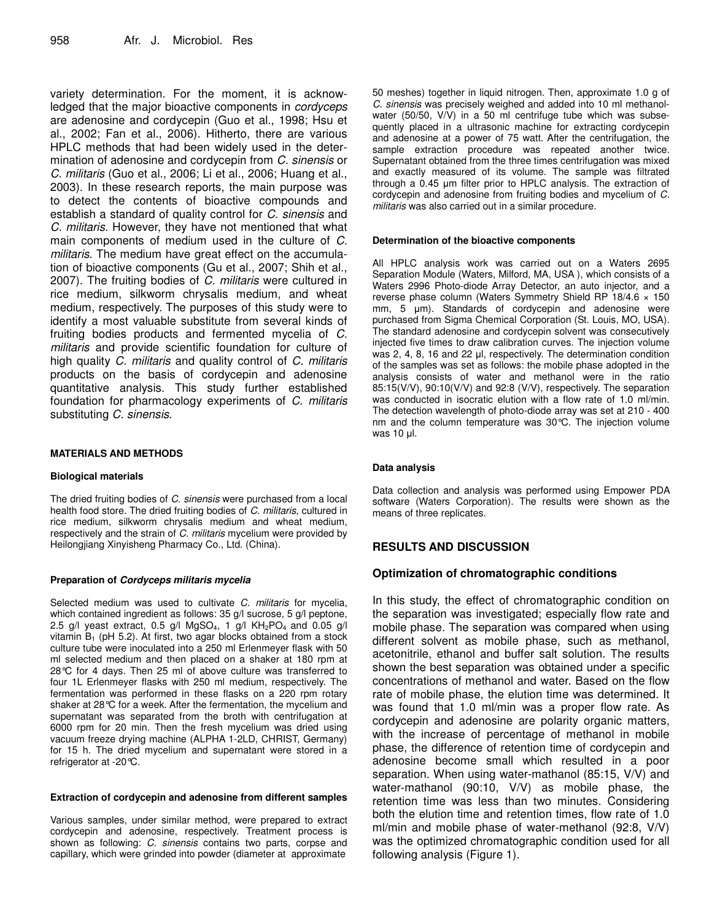variety determination. For the moment, it is acknowledged that the major bioactive components in *cordyceps* are adenosine and cordycepin (Guo et al., 1998; Hsu et al., 2002; Fan et al., 2006). Hitherto, there are various HPLC methods that had been widely used in the determination of adenosine and cordycepin from *C. sinensis* or *C. militaris* (Guo et al., 2006; Li et al., 2006; Huang et al., 2003). In these research reports, the main purpose was to detect the contents of bioactive compounds and establish a standard of quality control for *C. sinensis* and *C. militaris*. However, they have not mentioned that what main components of medium used in the culture of *C. militaris*. The medium have great effect on the accumulation of bioactive components (Gu et al., 2007; Shih et al., 2007). The fruiting bodies of *C. militaris* were cultured in rice medium, silkworm chrysalis medium, and wheat medium, respectively. The purposes of this study were to identify a most valuable substitute from several kinds of fruiting bodies products and fermented mycelia of *C. militaris* and provide scientific foundation for culture of high quality *C. militaris* and quality control of *C. militaris* products on the basis of cordycepin and adenosine quantitative analysis. This study further established foundation for pharmacology experiments of *C. militaris* substituting *C. sinensis*.

## MATERIALS AND METHODS

### Biological materials

The dried fruiting bodies of *C. sinensis* were purchased from a local health food store. The dried fruiting bodies of *C. militaris*, cultured in rice medium, silkworm chrysalis medium and wheat medium, respectively and the strain of *C. militaris* mycelium were provided by Heilongjiang Xinyisheng Pharmacy Co., Ltd. (China).

### Preparation of *Cordyceps militaris mycelia*

Selected medium was used to cultivate *C. militaris* for mycelia, which contained ingredient as follows: 35 g/l sucrose, 5 g/l peptone, 2.5 g/l yeast extract, 0.5 g/l $MgSO_4$, 1 g/l $KH_2PO_4$ and 0.05 g/l vitamin $B_1$ (pH 5.2). At first, two agar blocks obtained from a stock culture tube were inoculated into a 250 ml Erlenmeyer flask with 50 ml selected medium and then placed on a shaker at 180 rpm at 28°C for 4 days. Then 25 ml of above culture was transferred to four 1L Erlenmeyer flasks with 250 ml medium, respectively. The fermentation was performed in these flasks on a 220 rpm rotary shaker at 28°C for a week. After the fermentation, the mycelium and supernatant was separated from the broth with centrifugation at 6000 rpm for 20 min. Then the fresh mycelium was dried using vacuum freeze drying machine (ALPHA 1-2LD, CHRIST, Germany) for 15 h. The dried mycelium and supernatant were stored in a refrigerator at -20°C.

### Extraction of cordycepin and adenosine from different samples

Various samples, under similar method, were prepared to extract cordycepin and adenosine, respectively. Treatment process is shown as following: *C. sinensis* contains two parts, corpse and capillary, which were grinded into powder (diameter at approximate 50 meshes) together in liquid nitrogen. Then, approximate 1.0 g of *C. sinensis* was precisely weighed and added into 10 ml methanol-water (50/50, V/V) in a 50 ml centrifuge tube which was subsequently placed in a ultrasonic machine for extracting cordycepin and adenosine at a power of 75 watt. After the centrifugation, the sample extraction procedure was repeated another twice. Supernatant obtained from the three times centrifugation was mixed and exactly measured of its volume. The sample was filtrated through a 0.45 μm filter prior to HPLC analysis. The extraction of cordycepin and adenosine from fruiting bodies and mycelium of *C. militaris* was also carried out in a similar procedure.

### Determination of the bioactive components

All HPLC analysis work was carried out on a Waters 2695 Separation Module (Waters, Milford, MA, USA ), which consists of a Waters 2996 Photo-diode Array Detector, an auto injector, and a reverse phase column (Waters Symmetry Shield RP 18/4.6 × 150 mm, 5 μm). Standards of cordycepin and adenosine were purchased from Sigma Chemical Corporation (St. Louis, MO, USA). The standard adenosine and cordycepin solvent was consecutively injected five times to draw calibration curves. The injection volume was 2, 4, 8, 16 and 22 μl, respectively. The determination condition of the samples was set as follows: the mobile phase adopted in the analysis consists of water and methanol were in the ratio 85:15(V/V), 90:10(V/V) and 92:8 (V/V), respectively. The separation was conducted in isocratic elution with a flow rate of 1.0 ml/min. The detection wavelength of photo-diode array was set at 210 - 400 nm and the column temperature was 30°C. The injection volume was 10 μl.

### Data analysis

Data collection and analysis was performed using Empower PDA software (Waters Corporation). The results were shown as the means of three replicates.

## RESULTS AND DISCUSSION

### Optimization of chromatographic conditions

In this study, the effect of chromatographic condition on the separation was investigated; especially flow rate and mobile phase. The separation was compared when using different solvent as mobile phase, such as methanol, acetonitrile, ethanol and buffer salt solution. The results shown the best separation was obtained under a specific concentrations of methanol and water. Based on the flow rate of mobile phase, the elution time was determined. It was found that 1.0 ml/min was a proper flow rate. As cordycepin and adenosine are polarity organic matters, with the increase of percentage of methanol in mobile phase, the difference of retention time of cordycepin and adenosine become small which resulted in a poor separation. When using water-mathanol (85:15, V/V) and water-mathanol (90:10, V/V) as mobile phase, the retention time was less than two minutes. Considering both the elution time and retention times, flow rate of 1.0 ml/min and mobile phase of water-methanol (92:8, V/V) was the optimized chromatographic condition used for all following analysis (Figure 1).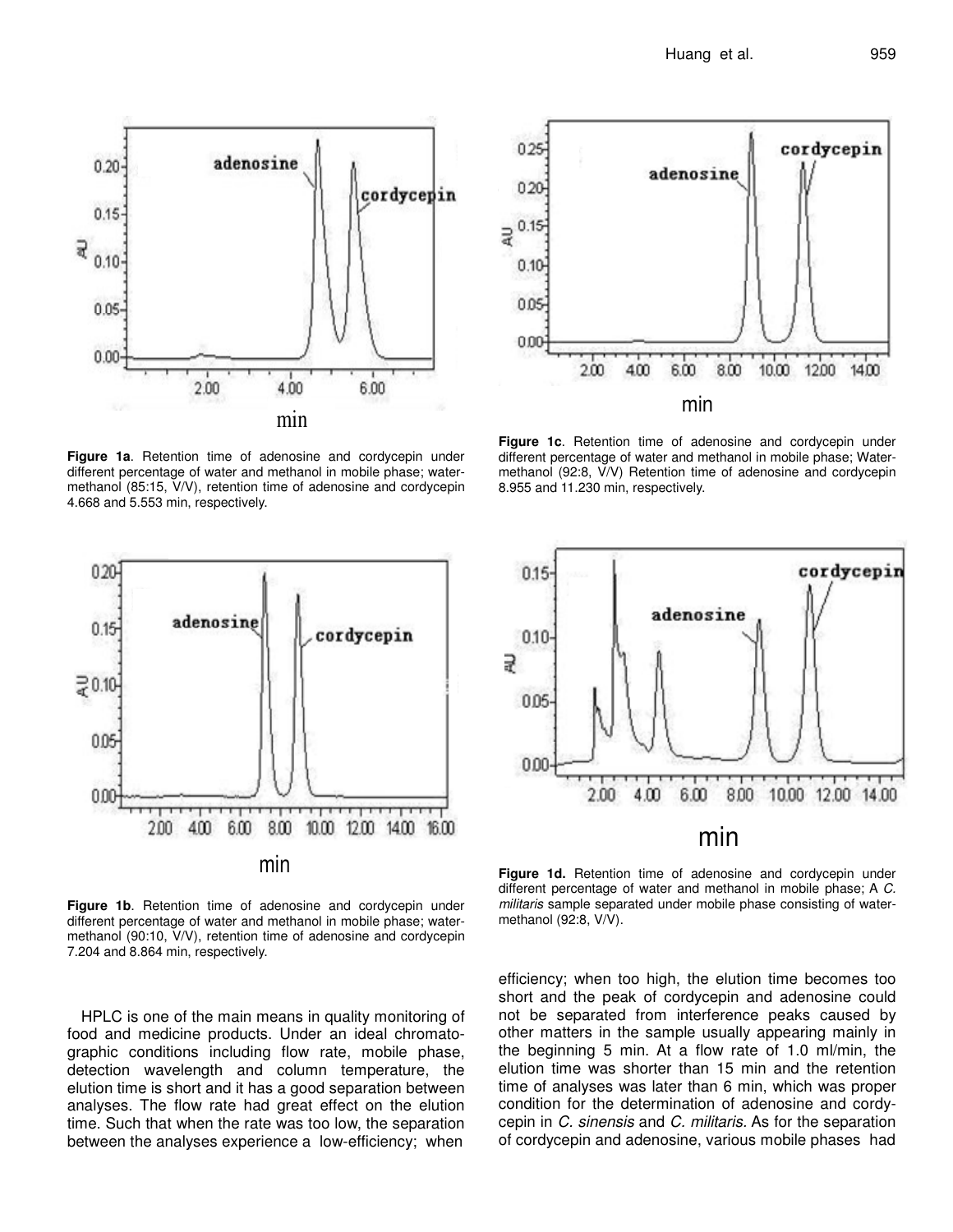Figure 1a. Retention time of adenosine and cordycepin under different percentage of water and methanol in mobile phase; water-methanol (85:15, V/V), retention time of adenosine and cordycepin 4.668 and 5.553 min, respectively.

Figure 1c. Retention time of adenosine and cordycepin under different percentage of water and methanol in mobile phase; Water-methanol (92:8, V/V) Retention time of adenosine and cordycepin 8.955 and 11.230 min, respectively.

Figure 1b. Retention time of adenosine and cordycepin under different percentage of water and methanol in mobile phase; water-methanol (90:10, V/V), retention time of adenosine and cordycepin 7.204 and 8.864 min, respectively.

Figure 1d. Retention time of adenosine and cordycepin under different percentage of water and methanol in mobile phase; A *C. militaris* sample separated under mobile phase consisting of water-methanol (92:8, V/V).

HPLC is one of the main means in quality monitoring of food and medicine products. Under an ideal chromatographic conditions including flow rate, mobile phase, detection wavelength and column temperature, the elution time is short and it has a good separation between analyses. The flow rate had great effect on the elution time. Such that when the rate was too low, the separation between the analyses experience a low-efficiency; when efficiency; when too high, the elution time becomes too short and the peak of cordycepin and adenosine could not be separated from interference peaks caused by other matters in the sample usually appearing mainly in the beginning 5 min. At a flow rate of 1.0 ml/min, the elution time was shorter than 15 min and the retention time of analyses was later than 6 min, which was proper condition for the determination of adenosine and cordycepin in *C. sinensis* and *C. militaris*. As for the separation of cordycepin and adenosine, various mobile phases had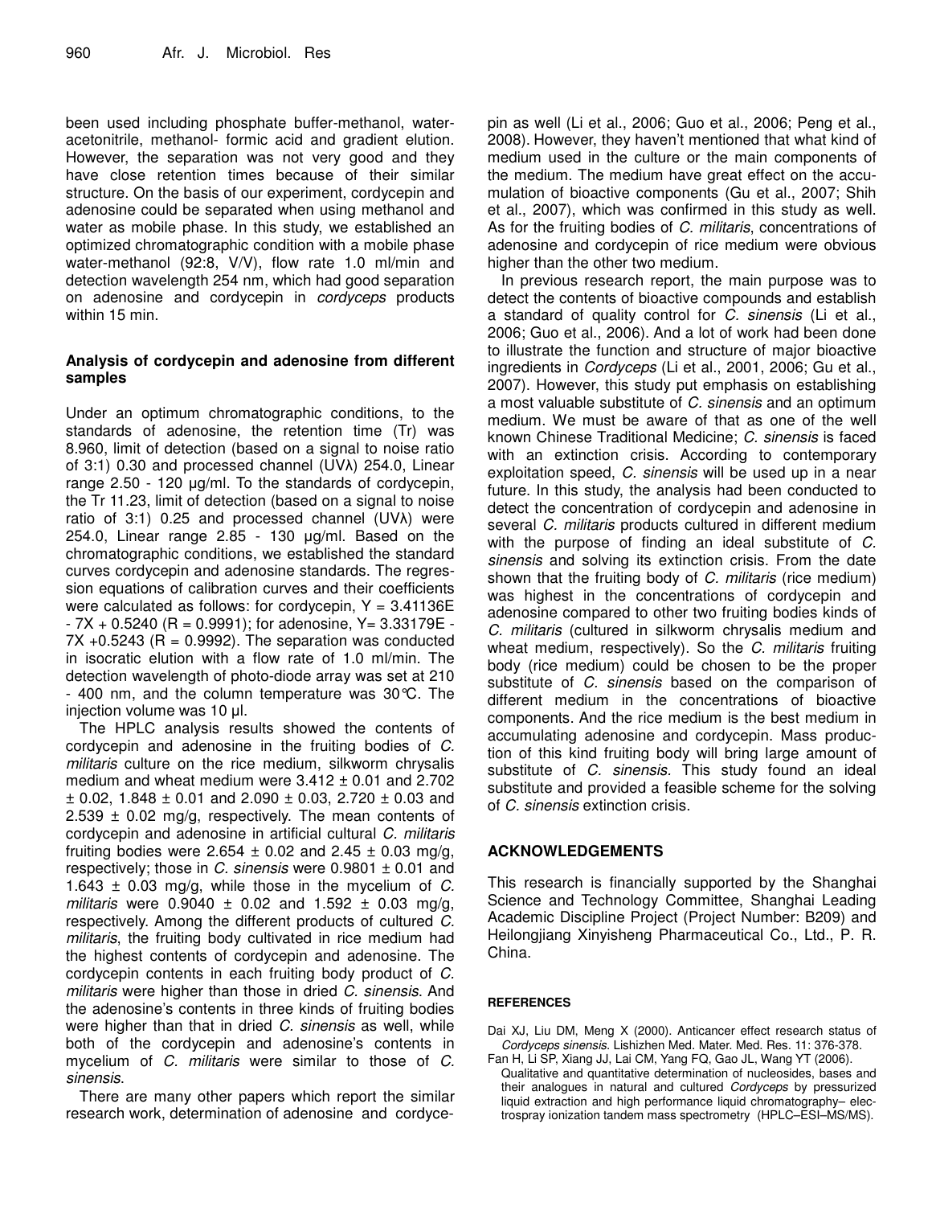been used including phosphate buffer-methanol, water-acetonitrile, methanol- formic acid and gradient elution. However, the separation was not very good and they have close retention times because of their similar structure. On the basis of our experiment, cordycepin and adenosine could be separated when using methanol and water as mobile phase. In this study, we established an optimized chromatographic condition with a mobile phase water-methanol (92:8, V/V), flow rate 1.0 ml/min and detection wavelength 254 nm, which had good separation on adenosine and cordycepin in *cordyceps* products within 15 min.

### Analysis of cordycepin and adenosine from different samples

Under an optimum chromatographic conditions, to the standards of adenosine, the retention time (Tr) was 8.960, limit of detection (based on a signal to noise ratio of 3:1) 0.30 and processed channel (UVλ) 254.0, Linear range 2.50 - 120 μg/ml. To the standards of cordycepin, the Tr 11.23, limit of detection (based on a signal to noise ratio of 3:1) 0.25 and processed channel (UVλ) were 254.0, Linear range 2.85 - 130 μg/ml. Based on the chromatographic conditions, we established the standard curves cordycepin and adenosine standards. The regression equations of calibration curves and their coefficients were calculated as follows: for cordycepin, Y = 3.41136E - 7X + 0.5240 (R = 0.9991); for adenosine, Y= 3.33179E - 7X +0.5243 (R = 0.9992). The separation was conducted in isocratic elution with a flow rate of 1.0 ml/min. The detection wavelength of photo-diode array was set at 210 - 400 nm, and the column temperature was 30°C. The injection volume was 10 μl.

The HPLC analysis results showed the contents of cordycepin and adenosine in the fruiting bodies of *C. militaris* culture on the rice medium, silkworm chrysalis medium and wheat medium were 3.412 ± 0.01 and 2.702 ± 0.02, 1.848 ± 0.01 and 2.090 ± 0.03, 2.720 ± 0.03 and 2.539 ± 0.02 mg/g, respectively. The mean contents of cordycepin and adenosine in artificial cultural *C. militaris* fruiting bodies were 2.654 ± 0.02 and 2.45 ± 0.03 mg/g, respectively; those in *C. sinensis* were 0.9801 ± 0.01 and 1.643 ± 0.03 mg/g, while those in the mycelium of *C. militaris* were 0.9040 ± 0.02 and 1.592 ± 0.03 mg/g, respectively. Among the different products of cultured *C. militaris*, the fruiting body cultivated in rice medium had the highest contents of cordycepin and adenosine. The cordycepin contents in each fruiting body product of *C. militaris* were higher than those in dried *C. sinensis*. And the adenosine's contents in three kinds of fruiting bodies were higher than that in dried *C. sinensis* as well, while both of the cordycepin and adenosine's contents in mycelium of *C. militaris* were similar to those of *C. sinensis*.

There are many other papers which report the similar research work, determination of adenosine and cordycepin as well (Li et al., 2006; Guo et al., 2006; Peng et al., 2008). However, they haven't mentioned that what kind of medium used in the culture or the main components of the medium. The medium have great effect on the accumulation of bioactive components (Gu et al., 2007; Shih et al., 2007), which was confirmed in this study as well. As for the fruiting bodies of *C. militaris*, concentrations of adenosine and cordycepin of rice medium were obvious higher than the other two medium.

In previous research report, the main purpose was to detect the contents of bioactive compounds and establish a standard of quality control for *C. sinensis* (Li et al., 2006; Guo et al., 2006). And a lot of work had been done to illustrate the function and structure of major bioactive ingredients in *Cordyceps* (Li et al., 2001, 2006; Gu et al., 2007). However, this study put emphasis on establishing a most valuable substitute of *C. sinensis* and an optimum medium. We must be aware of that as one of the well known Chinese Traditional Medicine; *C. sinensis* is faced with an extinction crisis. According to contemporary exploitation speed, *C. sinensis* will be used up in a near future. In this study, the analysis had been conducted to detect the concentration of cordycepin and adenosine in several *C. militaris* products cultured in different medium with the purpose of finding an ideal substitute of *C. sinensis* and solving its extinction crisis. From the date shown that the fruiting body of *C. militaris* (rice medium) was highest in the concentrations of cordycepin and adenosine compared to other two fruiting bodies kinds of *C. militaris* (cultured in silkworm chrysalis medium and wheat medium, respectively). So the *C. militaris* fruiting body (rice medium) could be chosen to be the proper substitute of *C. sinensis* based on the comparison of different medium in the concentrations of bioactive components. And the rice medium is the best medium in accumulating adenosine and cordycepin. Mass production of this kind fruiting body will bring large amount of substitute of *C. sinensis*. This study found an ideal substitute and provided a feasible scheme for the solving of *C. sinensis* extinction crisis.

## ACKNOWLEDGEMENTS

This research is financially supported by the Shanghai Science and Technology Committee, Shanghai Leading Academic Discipline Project (Project Number: B209) and Heilongjiang Xinyisheng Pharmaceutical Co., Ltd., P. R. China.

## REFERENCES

Dai XJ, Liu DM, Meng X (2000). Anticancer effect research status of *Cordyceps sinensis*. Lishizhen Med. Mater. Med. Res. 11: 376-378.

Fan H, Li SP, Xiang JJ, Lai CM, Yang FQ, Gao JL, Wang YT (2006). Qualitative and quantitative determination of nucleosides, bases and their analogues in natural and cultured *Cordyceps* by pressurized liquid extraction and high performance liquid chromatography– electrospray ionization tandem mass spectrometry (HPLC–ESI–MS/MS).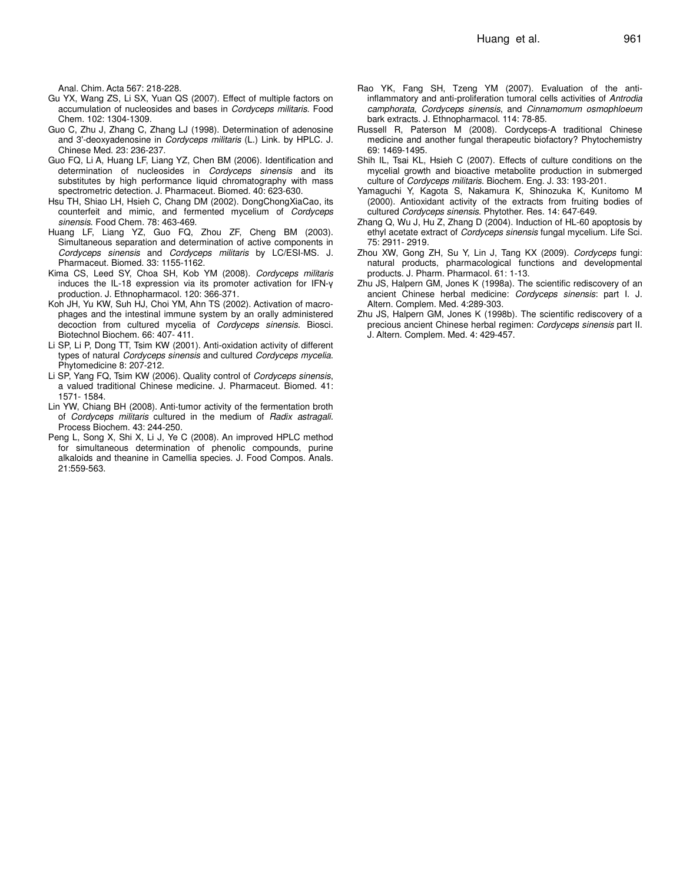Anal. Chim. Acta 567: 218-228.

Gu YX, Wang ZS, Li SX, Yuan QS (2007). Effect of multiple factors on accumulation of nucleosides and bases in *Cordyceps militaris*. Food Chem. 102: 1304-1309.

Guo C, Zhu J, Zhang C, Zhang LJ (1998). Determination of adenosine and 3'-deoxyadenosine in *Cordyceps militaris* (L.) Link. by HPLC. J. Chinese Med. 23: 236-237.

Guo FQ, Li A, Huang LF, Liang YZ, Chen BM (2006). Identification and determination of nucleosides in *Cordyceps sinensis* and its substitutes by high performance liquid chromatography with mass spectrometric detection. J. Pharmaceut. Biomed. 40: 623-630.

Hsu TH, Shiao LH, Hsieh C, Chang DM (2002). DongChongXiaCao, its counterfeit and mimic, and fermented mycelium of *Cordyceps sinensis*. Food Chem. 78: 463-469.

Huang LF, Liang YZ, Guo FQ, Zhou ZF, Cheng BM (2003). Simultaneous separation and determination of active components in *Cordyceps sinensis* and *Cordyceps militaris* by LC/ESI-MS. J. Pharmaceut. Biomed. 33: 1155-1162.

Kima CS, Leed SY, Choa SH, Kob YM (2008). *Cordyceps militaris* induces the IL-18 expression via its promoter activation for IFN-γ production. J. Ethnopharmacol. 120: 366-371.

Koh JH, Yu KW, Suh HJ, Choi YM, Ahn TS (2002). Activation of macrophages and the intestinal immune system by an orally administered decoction from cultured mycelia of *Cordyceps sinensis.* Biosci. Biotechnol Biochem. 66: 407- 411.

Li SP, Li P, Dong TT, Tsim KW (2001). Anti-oxidation activity of different types of natural *Cordyceps sinensis* and cultured *Cordyceps mycelia*. Phytomedicine 8: 207-212.

Li SP, Yang FQ, Tsim KW (2006). Quality control of *Cordyceps sinensis*, a valued traditional Chinese medicine. J. Pharmaceut. Biomed. 41: 1571- 1584.

Lin YW, Chiang BH (2008). Anti-tumor activity of the fermentation broth of *Cordyceps militaris* cultured in the medium of *Radix astragali*. Process Biochem. 43: 244-250.

Peng L, Song X, Shi X, Li J, Ye C (2008). An improved HPLC method for simultaneous determination of phenolic compounds, purine alkaloids and theanine in Camellia species. J. Food Compos. Anals. 21:559-563.

Rao YK, Fang SH, Tzeng YM (2007). Evaluation of the anti-inflammatory and anti-proliferation tumoral cells activities of *Antrodia camphorata*, *Cordyceps sinensis*, and *Cinnamomum osmophloeum* bark extracts. J. Ethnopharmacol. 114: 78-85.

Russell R, Paterson M (2008). Cordyceps-A traditional Chinese medicine and another fungal therapeutic biofactory? Phytochemistry 69: 1469-1495.

Shih IL, Tsai KL, Hsieh C (2007). Effects of culture conditions on the mycelial growth and bioactive metabolite production in submerged culture of *Cordyceps militaris*. Biochem. Eng. J. 33: 193-201.

Yamaguchi Y, Kagota S, Nakamura K, Shinozuka K, Kunitomo M (2000). Antioxidant activity of the extracts from fruiting bodies of cultured *Cordyceps sinensis*. Phytother. Res. 14: 647-649.

Zhang Q, Wu J, Hu Z, Zhang D (2004). Induction of HL-60 apoptosis by ethyl acetate extract of *Cordyceps sinensis* fungal mycelium. Life Sci. 75: 2911- 2919.

Zhou XW, Gong ZH, Su Y, Lin J, Tang KX (2009). *Cordyceps* fungi: natural products, pharmacological functions and developmental products. J. Pharm. Pharmacol. 61: 1-13.

Zhu JS, Halpern GM, Jones K (1998a). The scientific rediscovery of an ancient Chinese herbal medicine: *Cordyceps sinensis*: part I. J. Altern. Complem. Med. 4:289-303.

Zhu JS, Halpern GM, Jones K (1998b). The scientific rediscovery of a precious ancient Chinese herbal regimen: *Cordyceps sinensis* part II. J. Altern. Complem. Med. 4: 429-457.